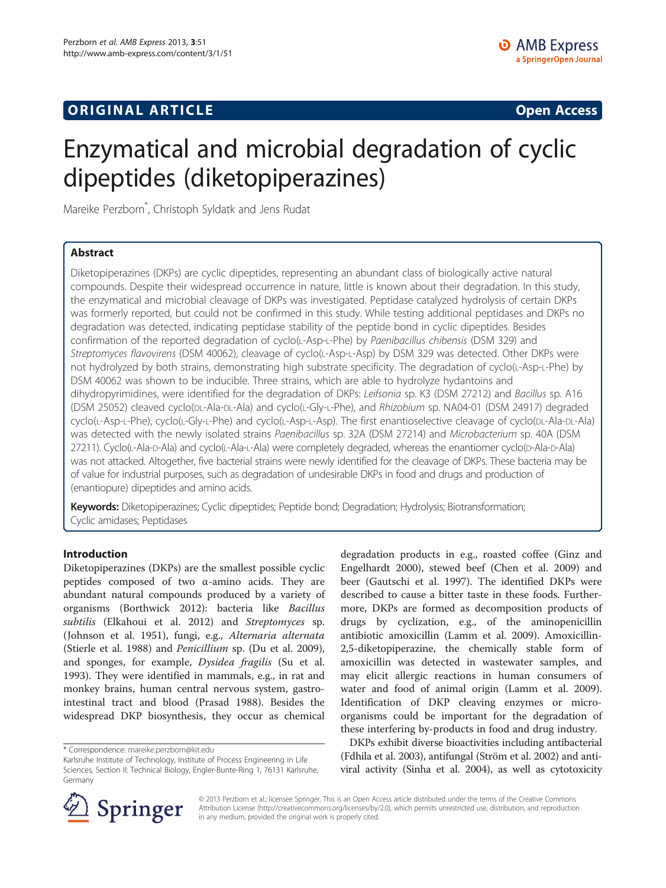ORIGINAL ARTICLE

Open Access

# Enzymatical and microbial degradation of cyclic dipeptides (diketopiperazines)

Mareike Perzborn*, Christoph Syldatk and Jens Rudat

## Abstract

Diketopiperazines (DKPs) are cyclic dipeptides, representing an abundant class of biologically active natural compounds. Despite their widespread occurrence in nature, little is known about their degradation. In this study, the enzymatical and microbial cleavage of DKPs was investigated. Peptidase catalyzed hydrolysis of certain DKPs was formerly reported, but could not be confirmed in this study. While testing additional peptidases and DKPs no degradation was detected, indicating peptidase stability of the peptide bond in cyclic dipeptides. Besides confirmation of the reported degradation of cyclo(L-Asp-L-Phe) by *Paenibacillus chibensis* (DSM 329) and *Streptomyces flavovirens* (DSM 40062), cleavage of cyclo(L-Asp-L-Asp) by DSM 329 was detected. Other DKPs were not hydrolyzed by both strains, demonstrating high substrate specificity. The degradation of cyclo(L-Asp-L-Phe) by DSM 40062 was shown to be inducible. Three strains, which are able to hydrolyze hydantoins and dihydropyrimidines, were identified for the degradation of DKPs: *Leifsonia* sp. K3 (DSM 27212) and *Bacillus* sp. A16 (DSM 25052) cleaved cyclo(DL-Ala-DL-Ala) and cyclo(L-Gly-L-Phe), and *Rhizobium* sp. NA04-01 (DSM 24917) degraded cyclo(L-Asp-L-Phe), cyclo(L-Gly-L-Phe) and cyclo(L-Asp-L-Asp). The first enantioselective cleavage of cyclo(DL-Ala-DL-Ala) was detected with the newly isolated strains *Paenibacillus* sp. 32A (DSM 27214) and *Microbacterium* sp. 40A (DSM 27211). Cyclo(L-Ala-D-Ala) and cyclo(L-Ala-L-Ala) were completely degraded, whereas the enantiomer cyclo(D-Ala-D-Ala) was not attacked. Altogether, five bacterial strains were newly identified for the cleavage of DKPs. These bacteria may be of value for industrial purposes, such as degradation of undesirable DKPs in food and drugs and production of (enantiopure) dipeptides and amino acids.

**Keywords:** Diketopiperazines; Cyclic dipeptides; Peptide bond; Degradation; Hydrolysis; Biotransformation; Cyclic amidases; Peptidases

## Introduction

Diketopiperazines (DKPs) are the smallest possible cyclic peptides composed of two α-amino acids. They are abundant natural compounds produced by a variety of organisms (Borthwick 2012): bacteria like *Bacillus subtilis* (Elkahoui et al. 2012) and *Streptomyces* sp. (Johnson et al. 1951), fungi, e.g., *Alternaria alternata* (Stierle et al. 1988) and *Penicillium* sp. (Du et al. 2009), and sponges, for example, *Dysidea fragilis* (Su et al. 1993). They were identified in mammals, e.g., in rat and monkey brains, human central nervous system, gastrointestinal tract and blood (Prasad 1988). Besides the widespread DKP biosynthesis, they occur as chemical degradation products in e.g., roasted coffee (Ginz and Engelhardt 2000), stewed beef (Chen et al. 2009) and beer (Gautschi et al. 1997). The identified DKPs were described to cause a bitter taste in these foods. Furthermore, DKPs are formed as decomposition products of drugs by cyclization, e.g., of the aminopenicillin antibiotic amoxicillin (Lamm et al. 2009). Amoxicillin-2,5-diketopiperazine, the chemically stable form of amoxicillin was detected in wastewater samples, and may elicit allergic reactions in human consumers of water and food of animal origin (Lamm et al. 2009). Identification of DKP cleaving enzymes or microorganisms could be important for the degradation of these interfering by-products in food and drug industry.

DKPs exhibit diverse bioactivities including antibacterial (Fdhila et al. 2003), antifungal (Ström et al. 2002) and antiviral activity (Sinha et al. 2004), as well as cytotoxicity

* Correspondence: mareike.perzborn@kit.edu
Karlsruhe Institute of Technology, Institute of Process Engineering in Life Sciences, Section II: Technical Biology, Engler-Bunte-Ring 1, 76131 Karlsruhe, Germany

© 2013 Perzborn et al.; licensee Springer. This is an Open Access article distributed under the terms of the Creative Commons Attribution License (http://creativecommons.org/licenses/by/2.0), which permits unrestricted use, distribution, and reproduction in any medium, provided the original work is properly cited.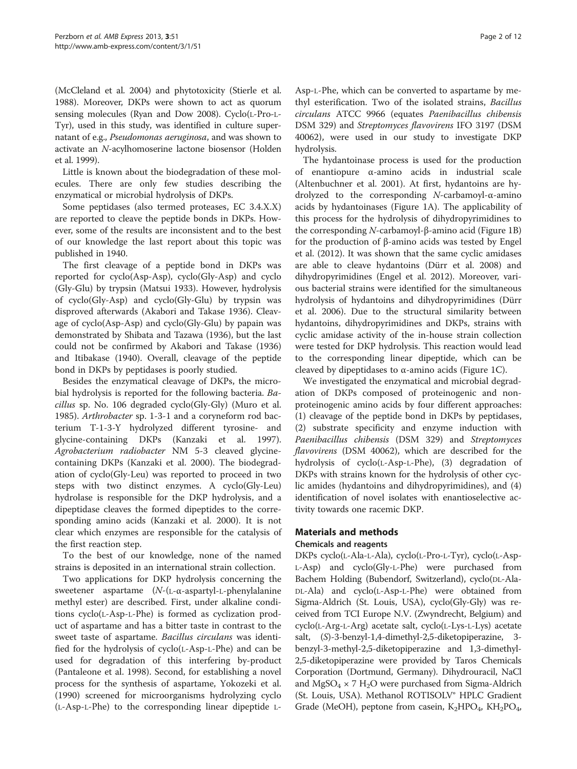(McCleland et al. 2004) and phytotoxicity (Stierle et al. 1988). Moreover, DKPs were shown to act as quorum sensing molecules (Ryan and Dow 2008). Cyclo(L-Pro-L-Tyr), used in this study, was identified in culture supernatant of e.g., *Pseudomonas aeruginosa*, and was shown to activate an *N*-acylhomoserine lactone biosensor (Holden et al. 1999).

Little is known about the biodegradation of these molecules. There are only few studies describing the enzymatical or microbial hydrolysis of DKPs.

Some peptidases (also termed proteases, EC 3.4.X.X) are reported to cleave the peptide bonds in DKPs. However, some of the results are inconsistent and to the best of our knowledge the last report about this topic was published in 1940.

The first cleavage of a peptide bond in DKPs was reported for cyclo(Asp-Asp), cyclo(Gly-Asp) and cyclo (Gly-Glu) by trypsin (Matsui 1933). However, hydrolysis of cyclo(Gly-Asp) and cyclo(Gly-Glu) by trypsin was disproved afterwards (Akabori and Takase 1936). Cleavage of cyclo(Asp-Asp) and cyclo(Gly-Glu) by papain was demonstrated by Shibata and Tazawa (1936), but the last could not be confirmed by Akabori and Takase (1936) and Itibakase (1940). Overall, cleavage of the peptide bond in DKPs by peptidases is poorly studied.

Besides the enzymatical cleavage of DKPs, the microbial hydrolysis is reported for the following bacteria. *Bacillus* sp. No. 106 degraded cyclo(Gly-Gly) (Muro et al. 1985). *Arthrobacter* sp. 1-3-1 and a coryneform rod bacterium T-1-3-Y hydrolyzed different tyrosine- and glycine-containing DKPs (Kanzaki et al. 1997). *Agrobacterium radiobacter* NM 5-3 cleaved glycine-containing DKPs (Kanzaki et al. 2000). The biodegradation of cyclo(Gly-Leu) was reported to proceed in two steps with two distinct enzymes. A cyclo(Gly-Leu) hydrolase is responsible for the DKP hydrolysis, and a dipeptidase cleaves the formed dipeptides to the corresponding amino acids (Kanzaki et al. 2000). It is not clear which enzymes are responsible for the catalysis of the first reaction step.

To the best of our knowledge, none of the named strains is deposited in an international strain collection.

Two applications for DKP hydrolysis concerning the sweetener aspartame (*N*-(L-α-aspartyl-L-phenylalanine methyl ester) are described. First, under alkaline conditions cyclo(L-Asp-L-Phe) is formed as cyclization product of aspartame and has a bitter taste in contrast to the sweet taste of aspartame. *Bacillus circulans* was identified for the hydrolysis of cyclo(L-Asp-L-Phe) and can be used for degradation of this interfering by-product (Pantaleone et al. 1998). Second, for establishing a novel process for the synthesis of aspartame, Yokozeki et al. (1990) screened for microorganisms hydrolyzing cyclo (L-Asp-L-Phe) to the corresponding linear dipeptide L-Asp-L-Phe, which can be converted to aspartame by methyl esterification. Two of the isolated strains, *Bacillus circulans* ATCC 9966 (equates *Paenibacillus chibensis* DSM 329) and *Streptomyces flavovirens* IFO 3197 (DSM 40062), were used in our study to investigate DKP hydrolysis.

The hydantoinase process is used for the production of enantiopure α-amino acids in industrial scale (Altenbuchner et al. 2001). At first, hydantoins are hydrolyzed to the corresponding *N*-carbamoyl-α-amino acids by hydantoinases (Figure 1A). The applicability of this process for the hydrolysis of dihydropyrimidines to the corresponding *N*-carbamoyl-β-amino acid (Figure 1B) for the production of β-amino acids was tested by Engel et al. (2012). It was shown that the same cyclic amidases are able to cleave hydantoins (Dürr et al. 2008) and dihydropyrimidines (Engel et al. 2012). Moreover, various bacterial strains were identified for the simultaneous hydrolysis of hydantoins and dihydropyrimidines (Dürr et al. 2006). Due to the structural similarity between hydantoins, dihydropyrimidines and DKPs, strains with cyclic amidase activity of the in-house strain collection were tested for DKP hydrolysis. This reaction would lead to the corresponding linear dipeptide, which can be cleaved by dipeptidases to α-amino acids (Figure 1C).

We investigated the enzymatical and microbial degradation of DKPs composed of proteinogenic and non-proteinogenic amino acids by four different approaches: (1) cleavage of the peptide bond in DKPs by peptidases, (2) substrate specificity and enzyme induction with *Paenibacillus chibensis* (DSM 329) and *Streptomyces flavovirens* (DSM 40062), which are described for the hydrolysis of cyclo(L-Asp-L-Phe), (3) degradation of DKPs with strains known for the hydrolysis of other cyclic amides (hydantoins and dihydropyrimidines), and (4) identification of novel isolates with enantioselective activity towards one racemic DKP.

## Materials and methods

### Chemicals and reagents

DKPs cyclo(L-Ala-L-Ala), cyclo(L-Pro-L-Tyr), cyclo(L-Asp-L-Asp) and cyclo(Gly-L-Phe) were purchased from Bachem Holding (Bubendorf, Switzerland), cyclo(DL-Ala-DL-Ala) and cyclo(L-Asp-L-Phe) were obtained from Sigma-Aldrich (St. Louis, USA), cyclo(Gly-Gly) was received from TCI Europe N.V. (Zwyndrecht, Belgium) and cyclo(L-Arg-L-Arg) acetate salt, cyclo(L-Lys-L-Lys) acetate salt, (*S*)-3-benzyl-1,4-dimethyl-2,5-diketopiperazine, 3-benzyl-3-methyl-2,5-diketopiperazine and 1,3-dimethyl-2,5-diketopiperazine were provided by Taros Chemicals Corporation (Dortmund, Germany). Dihydrouracil, NaCl and $MgSO_4 \times 7\ H_2O$ were purchased from Sigma-Aldrich (St. Louis, USA). Methanol ROTISOLV® HPLC Gradient Grade (MeOH), peptone from casein, $K_2HPO_4$, $KH_2PO_4$,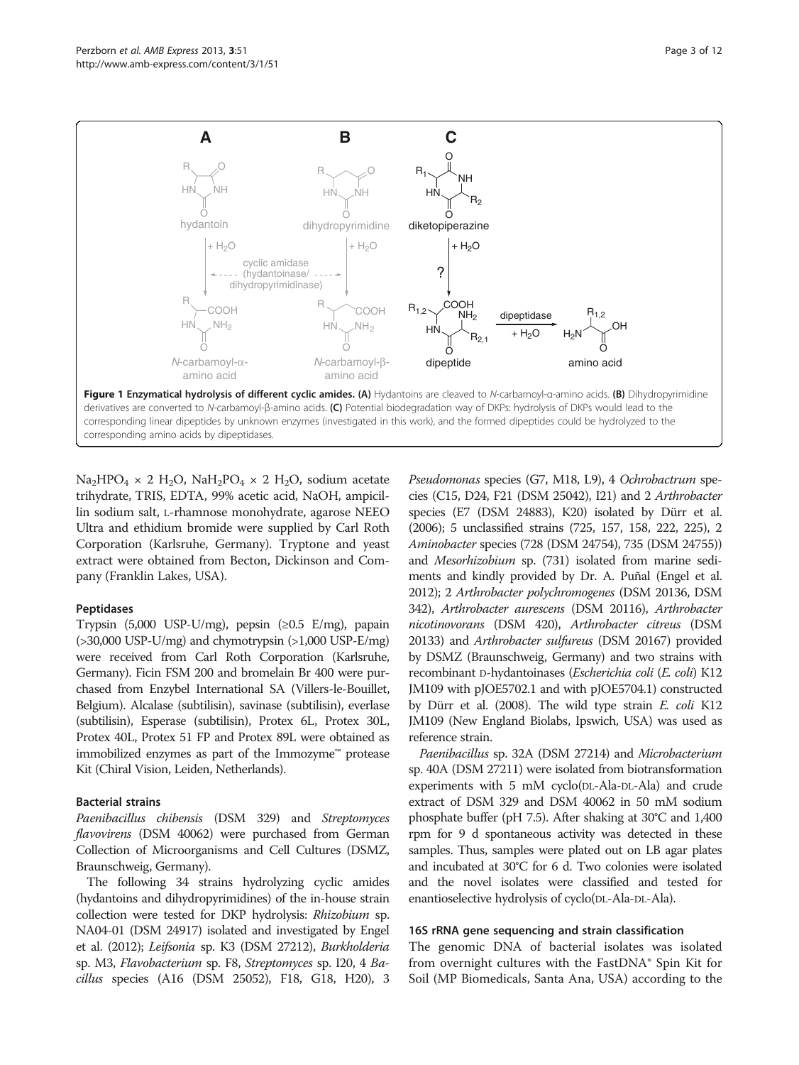**Figure 1 Enzymatical hydrolysis of different cyclic amides. (A)** Hydantoins are cleaved to *N*-carbamoyl-α-amino acids. **(B)** Dihydropyrimidine derivatives are converted to *N*-carbamoyl-β-amino acids. **(C)** Potential biodegradation way of DKPs: hydrolysis of DKPs would lead to the corresponding linear dipeptides by unknown enzymes (investigated in this work), and the formed dipeptides could be hydrolyzed to the corresponding amino acids by dipeptidases.

$Na_2HPO_4 \times 2\ H_2O$, $NaH_2PO_4 \times 2\ H_2O$, sodium acetate trihydrate, TRIS, EDTA, 99% acetic acid, NaOH, ampicillin sodium salt, L-rhamnose monohydrate, agarose NEEO Ultra and ethidium bromide were supplied by Carl Roth Corporation (Karlsruhe, Germany). Tryptone and yeast extract were obtained from Becton, Dickinson and Company (Franklin Lakes, USA).

### Peptidases

Trypsin (5,000 USP-U/mg), pepsin (≥0.5 E/mg), papain (>30,000 USP-U/mg) and chymotrypsin (>1,000 USP-E/mg) were received from Carl Roth Corporation (Karlsruhe, Germany). Ficin FSM 200 and bromelain Br 400 were purchased from Enzybel International SA (Villers-le-Bouillet, Belgium). Alcalase (subtilisin), savinase (subtilisin), everlase (subtilisin), Esperase (subtilisin), Protex 6L, Protex 30L, Protex 40L, Protex 51 FP and Protex 89L were obtained as immobilized enzymes as part of the Immozyme™ protease Kit (Chiral Vision, Leiden, Netherlands).

### Bacterial strains

*Paenibacillus chibensis* (DSM 329) and *Streptomyces flavovirens* (DSM 40062) were purchased from German Collection of Microorganisms and Cell Cultures (DSMZ, Braunschweig, Germany).

The following 34 strains hydrolyzing cyclic amides (hydantoins and dihydropyrimidines) of the in-house strain collection were tested for DKP hydrolysis: *Rhizobium* sp. NA04-01 (DSM 24917) isolated and investigated by Engel et al. (2012); *Leifsonia* sp. K3 (DSM 27212), *Burkholderia* sp. M3, *Flavobacterium* sp. F8, *Streptomyces* sp. I20, 4 *Bacillus* species (A16 (DSM 25052), F18, G18, H20), 3 *Pseudomonas* species (G7, M18, L9), 4 *Ochrobactrum* species (C15, D24, F21 (DSM 25042), I21) and 2 *Arthrobacter* species (E7 (DSM 24883), K20) isolated by Dürr et al. (2006); 5 unclassified strains (725, 157, 158, 222, 225), 2 *Aminobacter* species (728 (DSM 24754), 735 (DSM 24755)) and *Mesorhizobium* sp. (731) isolated from marine sediments and kindly provided by Dr. A. Puñal (Engel et al. 2012); 2 *Arthrobacter polychromogenes* (DSM 20136, DSM 342), *Arthrobacter aurescens* (DSM 20116), *Arthrobacter nicotinovorans* (DSM 420), *Arthrobacter citreus* (DSM 20133) and *Arthrobacter sulfureus* (DSM 20167) provided by DSMZ (Braunschweig, Germany) and two strains with recombinant D-hydantoinases (*Escherichia coli* (*E. coli*) K12 JM109 with pJOE5702.1 and with pJOE5704.1) constructed by Dürr et al. (2008). The wild type strain *E. coli* K12 JM109 (New England Biolabs, Ipswich, USA) was used as reference strain.

*Paenibacillus* sp. 32A (DSM 27214) and *Microbacterium* sp. 40A (DSM 27211) were isolated from biotransformation experiments with 5 mM cyclo(DL-Ala-DL-Ala) and crude extract of DSM 329 and DSM 40062 in 50 mM sodium phosphate buffer (pH 7.5). After shaking at 30°C and 1,400 rpm for 9 d spontaneous activity was detected in these samples. Thus, samples were plated out on LB agar plates and incubated at 30°C for 6 d. Two colonies were isolated and the novel isolates were classified and tested for enantioselective hydrolysis of cyclo(DL-Ala-DL-Ala).

### 16S rRNA gene sequencing and strain classification

The genomic DNA of bacterial isolates was isolated from overnight cultures with the FastDNA® Spin Kit for Soil (MP Biomedicals, Santa Ana, USA) according to the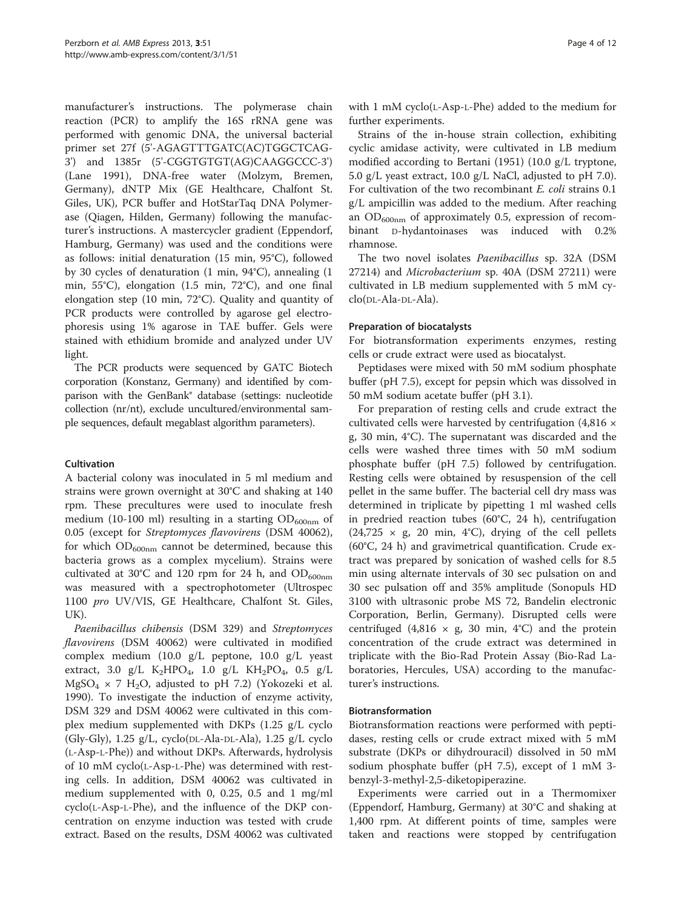manufacturer's instructions. The polymerase chain reaction (PCR) to amplify the 16S rRNA gene was performed with genomic DNA, the universal bacterial primer set 27f (5'-AGAGTTTGATC(AC)TGGCTCAG-3') and 1385r (5'-CGGTGTGT(AG)CAAGGCCC-3') (Lane 1991), DNA-free water (Molzym, Bremen, Germany), dNTP Mix (GE Healthcare, Chalfont St. Giles, UK), PCR buffer and HotStarTaq DNA Polymerase (Qiagen, Hilden, Germany) following the manufacturer's instructions. A mastercycler gradient (Eppendorf, Hamburg, Germany) was used and the conditions were as follows: initial denaturation (15 min, 95°C), followed by 30 cycles of denaturation (1 min, 94°C), annealing (1 min, 55°C), elongation (1.5 min, 72°C), and one final elongation step (10 min, 72°C). Quality and quantity of PCR products were controlled by agarose gel electrophoresis using 1% agarose in TAE buffer. Gels were stained with ethidium bromide and analyzed under UV light.

The PCR products were sequenced by GATC Biotech corporation (Konstanz, Germany) and identified by comparison with the GenBank® database (settings: nucleotide collection (nr/nt), exclude uncultured/environmental sample sequences, default megablast algorithm parameters).

### Cultivation

A bacterial colony was inoculated in 5 ml medium and strains were grown overnight at 30°C and shaking at 140 rpm. These precultures were used to inoculate fresh medium (10-100 ml) resulting in a starting $OD_{600nm}$ of 0.05 (except for *Streptomyces flavovirens* (DSM 40062), for which $OD_{600nm}$ cannot be determined, because this bacteria grows as a complex mycelium). Strains were cultivated at 30°C and 120 rpm for 24 h, and $OD_{600nm}$ was measured with a spectrophotometer (Ultrospec 1100 *pro* UV/VIS, GE Healthcare, Chalfont St. Giles, UK).

*Paenibacillus chibensis* (DSM 329) and *Streptomyces flavovirens* (DSM 40062) were cultivated in modified complex medium (10.0 g/L peptone, 10.0 g/L yeast extract, 3.0 g/L $K_2HPO_4$, 1.0 g/L $KH_2PO_4$, 0.5 g/L $MgSO_4 \times 7\ H_2O$, adjusted to pH 7.2) (Yokozeki et al. 1990). To investigate the induction of enzyme activity, DSM 329 and DSM 40062 were cultivated in this complex medium supplemented with DKPs (1.25 g/L cyclo (Gly-Gly), 1.25 g/L, cyclo(DL-Ala-DL-Ala), 1.25 g/L cyclo (L-Asp-L-Phe)) and without DKPs. Afterwards, hydrolysis of 10 mM cyclo(L-Asp-L-Phe) was determined with resting cells. In addition, DSM 40062 was cultivated in medium supplemented with 0, 0.25, 0.5 and 1 mg/ml cyclo(L-Asp-L-Phe), and the influence of the DKP concentration on enzyme induction was tested with crude extract. Based on the results, DSM 40062 was cultivated with 1 mM cyclo(L-Asp-L-Phe) added to the medium for further experiments.

Strains of the in-house strain collection, exhibiting cyclic amidase activity, were cultivated in LB medium modified according to Bertani (1951) (10.0 g/L tryptone, 5.0 g/L yeast extract, 10.0 g/L NaCl, adjusted to pH 7.0). For cultivation of the two recombinant *E. coli* strains 0.1 g/L ampicillin was added to the medium. After reaching an $OD_{600nm}$ of approximately 0.5, expression of recombinant D-hydantoinases was induced with 0.2% rhamnose.

The two novel isolates *Paenibacillus* sp. 32A (DSM 27214) and *Microbacterium* sp. 40A (DSM 27211) were cultivated in LB medium supplemented with 5 mM cyclo(DL-Ala-DL-Ala).

### Preparation of biocatalysts

For biotransformation experiments enzymes, resting cells or crude extract were used as biocatalyst.

Peptidases were mixed with 50 mM sodium phosphate buffer (pH 7.5), except for pepsin which was dissolved in 50 mM sodium acetate buffer (pH 3.1).

For preparation of resting cells and crude extract the cultivated cells were harvested by centrifugation (4,816 × g, 30 min, 4°C). The supernatant was discarded and the cells were washed three times with 50 mM sodium phosphate buffer (pH 7.5) followed by centrifugation. Resting cells were obtained by resuspension of the cell pellet in the same buffer. The bacterial cell dry mass was determined in triplicate by pipetting 1 ml washed cells in predried reaction tubes (60°C, 24 h), centrifugation (24,725 × g, 20 min, 4°C), drying of the cell pellets (60°C, 24 h) and gravimetrical quantification. Crude extract was prepared by sonication of washed cells for 8.5 min using alternate intervals of 30 sec pulsation on and 30 sec pulsation off and 35% amplitude (Sonopuls HD 3100 with ultrasonic probe MS 72, Bandelin electronic Corporation, Berlin, Germany). Disrupted cells were centrifuged (4,816 × g, 30 min, 4°C) and the protein concentration of the crude extract was determined in triplicate with the Bio-Rad Protein Assay (Bio-Rad Laboratories, Hercules, USA) according to the manufacturer's instructions.

### Biotransformation

Biotransformation reactions were performed with peptidases, resting cells or crude extract mixed with 5 mM substrate (DKPs or dihydrouracil) dissolved in 50 mM sodium phosphate buffer (pH 7.5), except of 1 mM 3-benzyl-3-methyl-2,5-diketopiperazine.

Experiments were carried out in a Thermomixer (Eppendorf, Hamburg, Germany) at 30°C and shaking at 1,400 rpm. At different points of time, samples were taken and reactions were stopped by centrifugation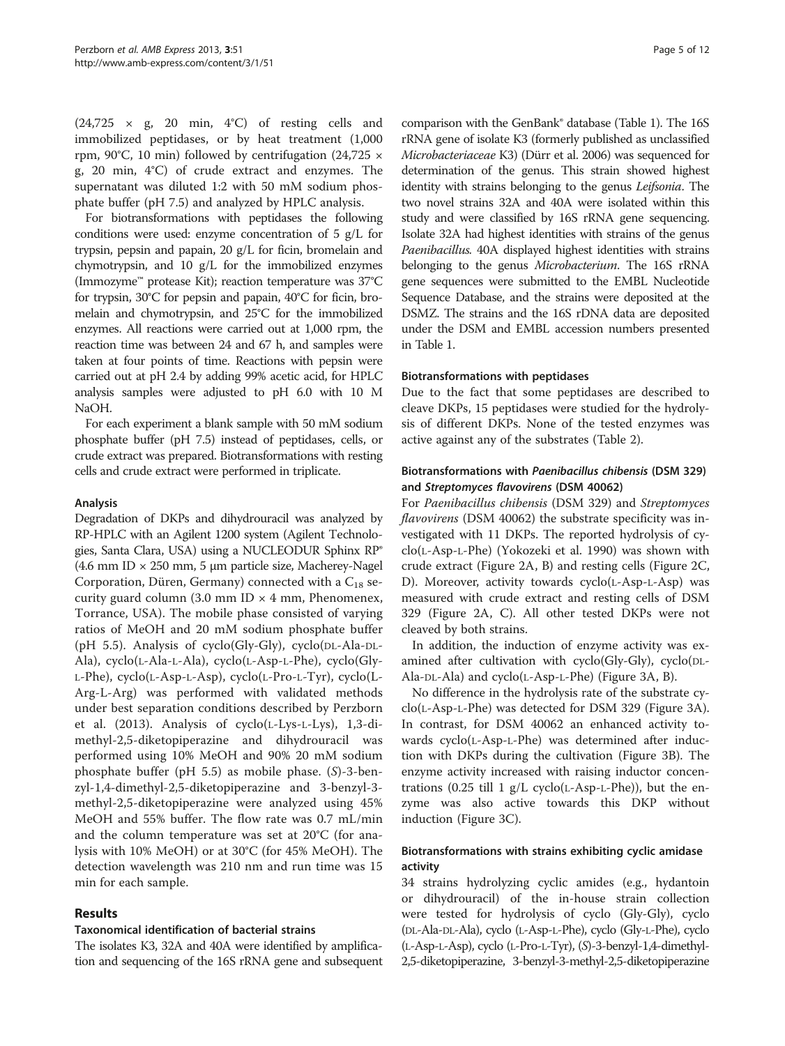(24,725 × g, 20 min, 4°C) of resting cells and immobilized peptidases, or by heat treatment (1,000 rpm, 90°C, 10 min) followed by centrifugation (24,725 × g, 20 min, 4°C) of crude extract and enzymes. The supernatant was diluted 1:2 with 50 mM sodium phosphate buffer (pH 7.5) and analyzed by HPLC analysis.

For biotransformations with peptidases the following conditions were used: enzyme concentration of 5 g/L for trypsin, pepsin and papain, 20 g/L for ficin, bromelain and chymotrypsin, and 10 g/L for the immobilized enzymes (Immozyme™ protease Kit); reaction temperature was 37°C for trypsin, 30°C for pepsin and papain, 40°C for ficin, bromelain and chymotrypsin, and 25°C for the immobilized enzymes. All reactions were carried out at 1,000 rpm, the reaction time was between 24 and 67 h, and samples were taken at four points of time. Reactions with pepsin were carried out at pH 2.4 by adding 99% acetic acid, for HPLC analysis samples were adjusted to pH 6.0 with 10 M NaOH.

For each experiment a blank sample with 50 mM sodium phosphate buffer (pH 7.5) instead of peptidases, cells, or crude extract was prepared. Biotransformations with resting cells and crude extract were performed in triplicate.

### Analysis

Degradation of DKPs and dihydrouracil was analyzed by RP-HPLC with an Agilent 1200 system (Agilent Technologies, Santa Clara, USA) using a NUCLEODUR Sphinx RP® (4.6 mm ID × 250 mm, 5 μm particle size, Macherey-Nagel Corporation, Düren, Germany) connected with a $C_{18}$ security guard column (3.0 mm ID × 4 mm, Phenomenex, Torrance, USA). The mobile phase consisted of varying ratios of MeOH and 20 mM sodium phosphate buffer (pH 5.5). Analysis of cyclo(Gly-Gly), cyclo(DL-Ala-DL-Ala), cyclo(L-Ala-L-Ala), cyclo(L-Asp-L-Phe), cyclo(Gly-L-Phe), cyclo(L-Asp-L-Asp), cyclo(L-Pro-L-Tyr), cyclo(L-Arg-L-Arg) was performed with validated methods under best separation conditions described by Perzborn et al. (2013). Analysis of cyclo(L-Lys-L-Lys), 1,3-dimethyl-2,5-diketopiperazine and dihydrouracil was performed using 10% MeOH and 90% 20 mM sodium phosphate buffer (pH 5.5) as mobile phase. (*S*)-3-benzyl-1,4-dimethyl-2,5-diketopiperazine and 3-benzyl-3-methyl-2,5-diketopiperazine were analyzed using 45% MeOH and 55% buffer. The flow rate was 0.7 mL/min and the column temperature was set at 20°C (for analysis with 10% MeOH) or at 30°C (for 45% MeOH). The detection wavelength was 210 nm and run time was 15 min for each sample.

## Results

### Taxonomical identification of bacterial strains

The isolates K3, 32A and 40A were identified by amplification and sequencing of the 16S rRNA gene and subsequent comparison with the GenBank® database (Table 1). The 16S rRNA gene of isolate K3 (formerly published as unclassified *Microbacteriaceae* K3) (Dürr et al. 2006) was sequenced for determination of the genus. This strain showed highest identity with strains belonging to the genus *Leifsonia*. The two novel strains 32A and 40A were isolated within this study and were classified by 16S rRNA gene sequencing. Isolate 32A had highest identities with strains of the genus *Paenibacillus*. 40A displayed highest identities with strains belonging to the genus *Microbacterium*. The 16S rRNA gene sequences were submitted to the EMBL Nucleotide Sequence Database, and the strains were deposited at the DSMZ. The strains and the 16S rDNA data are deposited under the DSM and EMBL accession numbers presented in Table 1.

### Biotransformations with peptidases

Due to the fact that some peptidases are described to cleave DKPs, 15 peptidases were studied for the hydrolysis of different DKPs. None of the tested enzymes was active against any of the substrates (Table 2).

### Biotransformations with *Paenibacillus chibensis* (DSM 329) and *Streptomyces flavovirens* (DSM 40062)

For *Paenibacillus chibensis* (DSM 329) and *Streptomyces flavovirens* (DSM 40062) the substrate specificity was investigated with 11 DKPs. The reported hydrolysis of cyclo(L-Asp-L-Phe) (Yokozeki et al. 1990) was shown with crude extract (Figure 2A, B) and resting cells (Figure 2C, D). Moreover, activity towards cyclo(L-Asp-L-Asp) was measured with crude extract and resting cells of DSM 329 (Figure 2A, C). All other tested DKPs were not cleaved by both strains.

In addition, the induction of enzyme activity was examined after cultivation with cyclo(Gly-Gly), cyclo(DL-Ala-DL-Ala) and cyclo(L-Asp-L-Phe) (Figure 3A, B).

No difference in the hydrolysis rate of the substrate cyclo(L-Asp-L-Phe) was detected for DSM 329 (Figure 3A). In contrast, for DSM 40062 an enhanced activity towards cyclo(L-Asp-L-Phe) was determined after induction with DKPs during the cultivation (Figure 3B). The enzyme activity increased with raising inductor concentrations (0.25 till 1 g/L cyclo(L-Asp-L-Phe)), but the enzyme was also active towards this DKP without induction (Figure 3C).

### Biotransformations with strains exhibiting cyclic amidase activity

34 strains hydrolyzing cyclic amides (e.g., hydantoin or dihydrouracil) of the in-house strain collection were tested for hydrolysis of cyclo (Gly-Gly), cyclo (DL-Ala-DL-Ala), cyclo (L-Asp-L-Phe), cyclo (Gly-L-Phe), cyclo (L-Asp-L-Asp), cyclo (L-Pro-L-Tyr), (*S*)-3-benzyl-1,4-dimethyl-2,5-diketopiperazine, 3-benzyl-3-methyl-2,5-diketopiperazine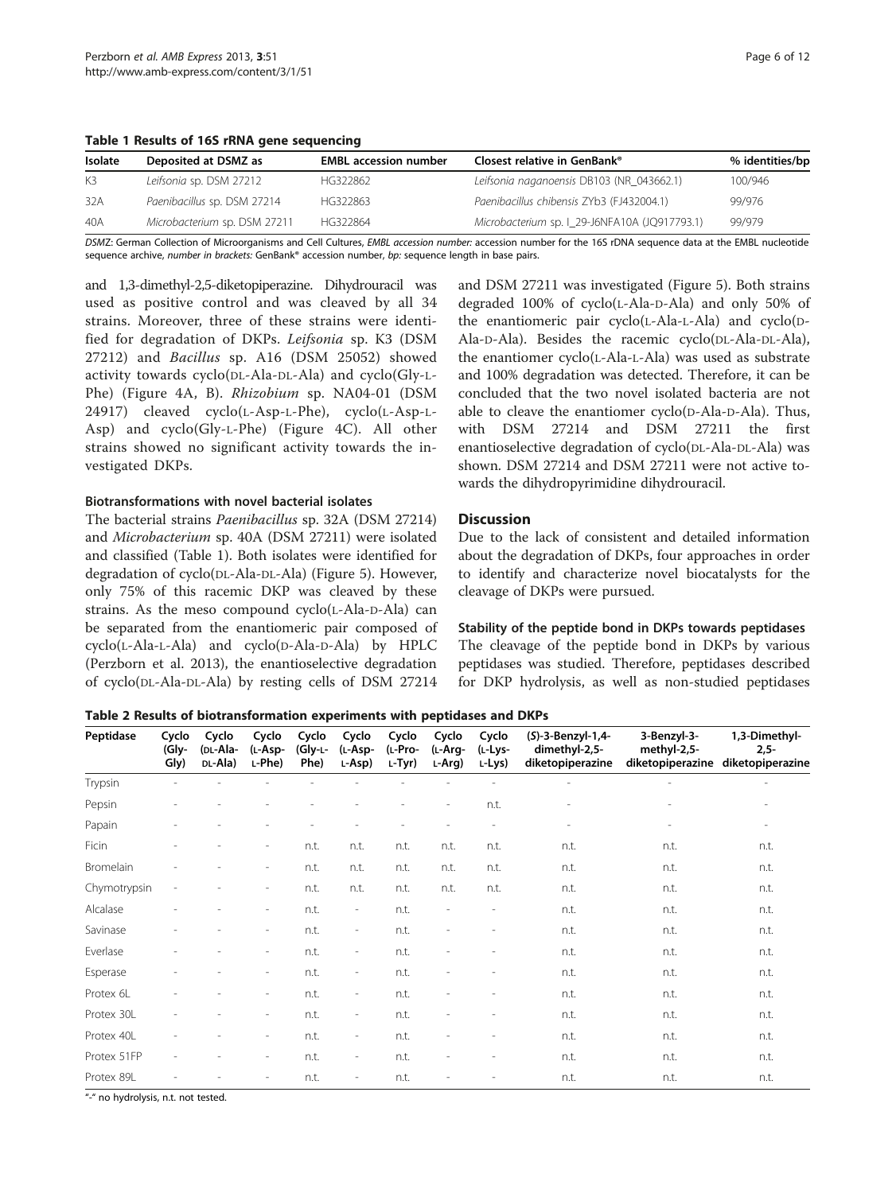**Table 1 Results of 16S rRNA gene sequencing**

| Isolate | Deposited at DSMZ as | EMBL accession number | Closest relative in GenBank® | % identities/bp |
|---|---|---|---|---|
| K3 | *Leifsonia* sp. DSM 27212 | HG322862 | *Leifsonia naganoensis* DB103 (NR_043662.1) | 100/946 |
| 32A | *Paenibacillus* sp. DSM 27214 | HG322863 | *Paenibacillus chibensis* ZYb3 (FJ432004.1) | 99/976 |
| 40A | *Microbacterium* sp. DSM 27211 | HG322864 | *Microbacterium* sp. I_29-J6NFA10A (JQ917793.1) | 99/979 |

*DSMZ*: German Collection of Microorganisms and Cell Cultures, *EMBL accession number:* accession number for the 16S rDNA sequence data at the EMBL nucleotide sequence archive, *number in brackets:* GenBank® accession number, *bp:* sequence length in base pairs.

and 1,3-dimethyl-2,5-diketopiperazine. Dihydrouracil was used as positive control and was cleaved by all 34 strains. Moreover, three of these strains were identified for degradation of DKPs. *Leifsonia* sp. K3 (DSM 27212) and *Bacillus* sp. A16 (DSM 25052) showed activity towards cyclo(DL-Ala-DL-Ala) and cyclo(Gly-L-Phe) (Figure 4A, B). *Rhizobium* sp. NA04-01 (DSM 24917) cleaved cyclo(L-Asp-L-Phe), cyclo(L-Asp-L-Asp) and cyclo(Gly-L-Phe) (Figure 4C). All other strains showed no significant activity towards the investigated DKPs.

### Biotransformations with novel bacterial isolates

The bacterial strains *Paenibacillus* sp. 32A (DSM 27214) and *Microbacterium* sp. 40A (DSM 27211) were isolated and classified (Table 1). Both isolates were identified for degradation of cyclo(DL-Ala-DL-Ala) (Figure 5). However, only 75% of this racemic DKP was cleaved by these strains. As the meso compound cyclo(L-Ala-D-Ala) can be separated from the enantiomeric pair composed of cyclo(L-Ala-L-Ala) and cyclo(D-Ala-D-Ala) by HPLC (Perzborn et al. 2013), the enantioselective degradation of cyclo(DL-Ala-DL-Ala) by resting cells of DSM 27214 and DSM 27211 was investigated (Figure 5). Both strains degraded 100% of cyclo(L-Ala-D-Ala) and only 50% of the enantiomeric pair cyclo(L-Ala-L-Ala) and cyclo(D-Ala-D-Ala). Besides the racemic cyclo(DL-Ala-DL-Ala), the enantiomer cyclo(L-Ala-L-Ala) was used as substrate and 100% degradation was detected. Therefore, it can be concluded that the two novel isolated bacteria are not able to cleave the enantiomer cyclo(D-Ala-D-Ala). Thus, with DSM 27214 and DSM 27211 the first enantioselective degradation of cyclo(DL-Ala-DL-Ala) was shown. DSM 27214 and DSM 27211 were not active towards the dihydropyrimidine dihydrouracil.

## Discussion

Due to the lack of consistent and detailed information about the degradation of DKPs, four approaches in order to identify and characterize novel biocatalysts for the cleavage of DKPs were pursued.

### Stability of the peptide bond in DKPs towards peptidases

The cleavage of the peptide bond in DKPs by various peptidases was studied. Therefore, peptidases described for DKP hydrolysis, as well as non-studied peptidases

**Table 2 Results of biotransformation experiments with peptidases and DKPs**

| Peptidase | Cyclo (Gly-Gly) | Cyclo (DL-Ala-DL-Ala) | Cyclo (L-Asp-L-Phe) | Cyclo (Gly-L-Phe) | Cyclo (L-Asp-L-Asp) | Cyclo (L-Pro-L-Tyr) | Cyclo (L-Arg-L-Arg) | Cyclo (L-Lys-L-Lys) | (S)-3-Benzyl-1,4-dimethyl-2,5-diketopiperazine | 3-Benzyl-3-methyl-2,5-diketopiperazine | 1,3-Dimethyl-2,5-diketopiperazine |
|---|---|---|---|---|---|---|---|---|---|---|---|
| Trypsin | - | - | - | - | - | - | - | - | - | - | - |
| Pepsin | - | - | - | - | - | - | - | n.t. | - | - | - |
| Papain | - | - | - | - | - | - | - | - | - | - | - |
| Ficin | - | - | - | n.t. | n.t. | n.t. | n.t. | n.t. | n.t. | n.t. | n.t. |
| Bromelain | - | - | - | n.t. | n.t. | n.t. | n.t. | n.t. | n.t. | n.t. | n.t. |
| Chymotrypsin | - | - | - | n.t. | n.t. | n.t. | n.t. | n.t. | n.t. | n.t. | n.t. |
| Alcalase | - | - | - | n.t. | - | n.t. | - | - | n.t. | n.t. | n.t. |
| Savinase | - | - | - | n.t. | - | n.t. | - | - | n.t. | n.t. | n.t. |
| Everlase | - | - | - | n.t. | - | n.t. | - | - | n.t. | n.t. | n.t. |
| Esperase | - | - | - | n.t. | - | n.t. | - | - | n.t. | n.t. | n.t. |
| Protex 6L | - | - | - | n.t. | - | n.t. | - | - | n.t. | n.t. | n.t. |
| Protex 30L | - | - | - | n.t. | - | n.t. | - | - | n.t. | n.t. | n.t. |
| Protex 40L | - | - | - | n.t. | - | n.t. | - | - | n.t. | n.t. | n.t. |
| Protex 51FP | - | - | - | n.t. | - | n.t. | - | - | n.t. | n.t. | n.t. |
| Protex 89L | - | - | - | n.t. | - | n.t. | - | - | n.t. | n.t. | n.t. |

"-" no hydrolysis, n.t. not tested.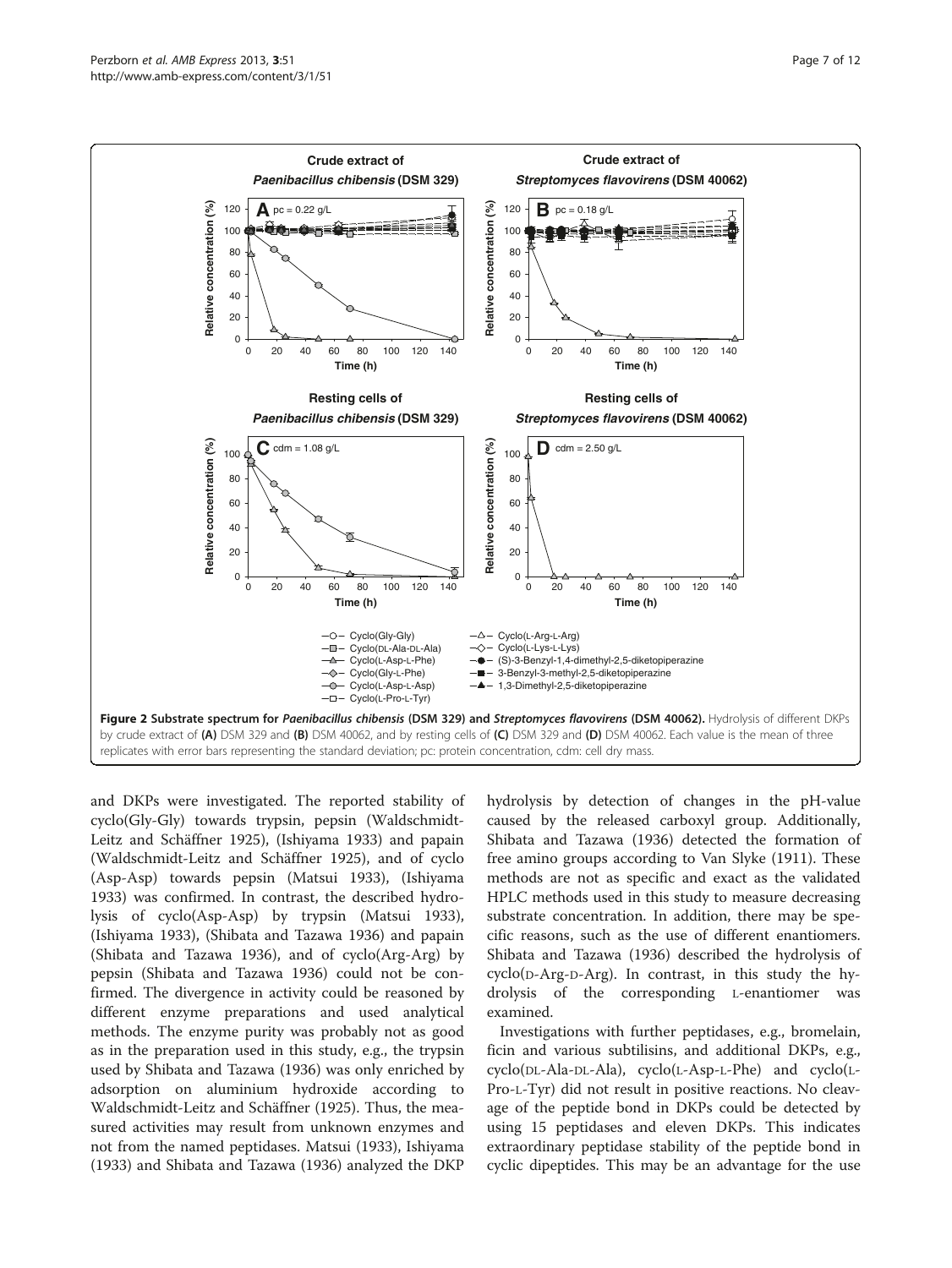**Figure 2 Substrate spectrum for *Paenibacillus chibensis* (DSM 329) and *Streptomyces flavovirens* (DSM 40062).** Hydrolysis of different DKPs by crude extract of **(A)** DSM 329 and **(B)** DSM 40062, and by resting cells of **(C)** DSM 329 and **(D)** DSM 40062. Each value is the mean of three replicates with error bars representing the standard deviation; pc: protein concentration, cdm: cell dry mass.

and DKPs were investigated. The reported stability of cyclo(Gly-Gly) towards trypsin, pepsin (Waldschmidt-Leitz and Schäffner 1925), (Ishiyama 1933) and papain (Waldschmidt-Leitz and Schäffner 1925), and of cyclo (Asp-Asp) towards pepsin (Matsui 1933), (Ishiyama 1933) was confirmed. In contrast, the described hydrolysis of cyclo(Asp-Asp) by trypsin (Matsui 1933), (Ishiyama 1933), (Shibata and Tazawa 1936) and papain (Shibata and Tazawa 1936), and of cyclo(Arg-Arg) by pepsin (Shibata and Tazawa 1936) could not be confirmed. The divergence in activity could be reasoned by different enzyme preparations and used analytical methods. The enzyme purity was probably not as good as in the preparation used in this study, e.g., the trypsin used by Shibata and Tazawa (1936) was only enriched by adsorption on aluminium hydroxide according to Waldschmidt-Leitz and Schäffner (1925). Thus, the measured activities may result from unknown enzymes and not from the named peptidases. Matsui (1933), Ishiyama (1933) and Shibata and Tazawa (1936) analyzed the DKP hydrolysis by detection of changes in the pH-value caused by the released carboxyl group. Additionally, Shibata and Tazawa (1936) detected the formation of free amino groups according to Van Slyke (1911). These methods are not as specific and exact as the validated HPLC methods used in this study to measure decreasing substrate concentration. In addition, there may be specific reasons, such as the use of different enantiomers. Shibata and Tazawa (1936) described the hydrolysis of cyclo(D-Arg-D-Arg). In contrast, in this study the hydrolysis of the corresponding L-enantiomer was examined.

Investigations with further peptidases, e.g., bromelain, ficin and various subtilisins, and additional DKPs, e.g., cyclo(DL-Ala-DL-Ala), cyclo(L-Asp-L-Phe) and cyclo(L-Pro-L-Tyr) did not result in positive reactions. No cleavage of the peptide bond in DKPs could be detected by using 15 peptidases and eleven DKPs. This indicates extraordinary peptidase stability of the peptide bond in cyclic dipeptides. This may be an advantage for the use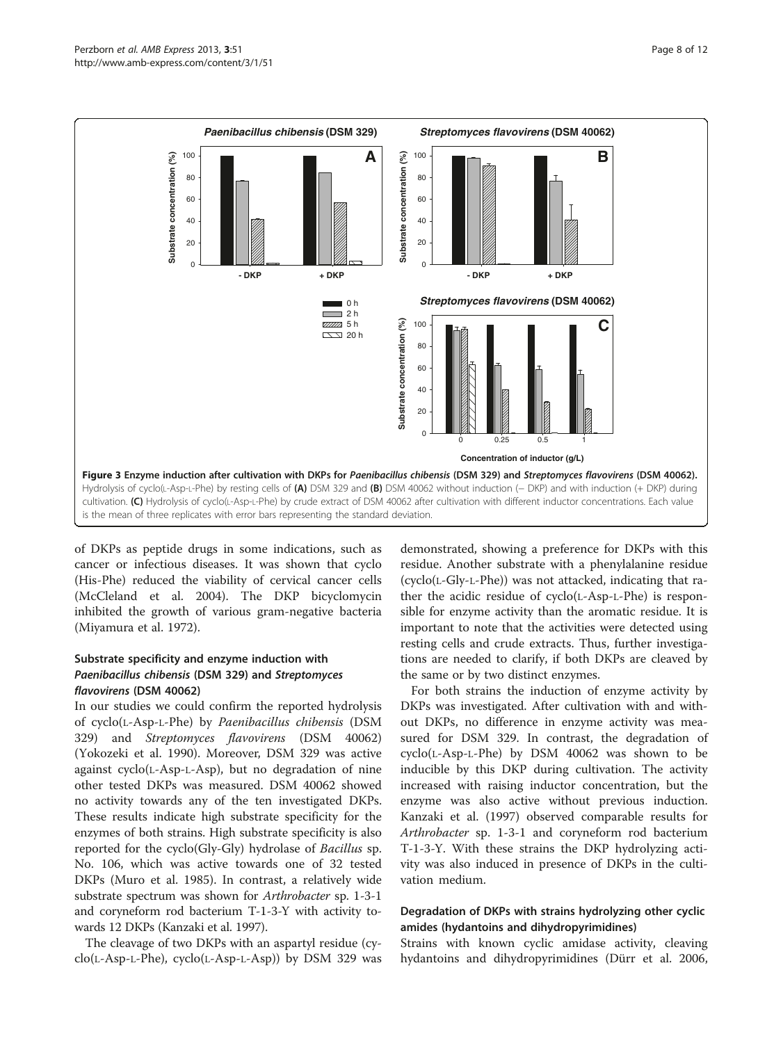**Figure 3 Enzyme induction after cultivation with DKPs for *Paenibacillus chibensis* (DSM 329) and *Streptomyces flavovirens* (DSM 40062).** Hydrolysis of cyclo(L-Asp-L-Phe) by resting cells of **(A)** DSM 329 and **(B)** DSM 40062 without induction (− DKP) and with induction (+ DKP) during cultivation. **(C)** Hydrolysis of cyclo(L-Asp-L-Phe) by crude extract of DSM 40062 after cultivation with different inductor concentrations. Each value is the mean of three replicates with error bars representing the standard deviation.

of DKPs as peptide drugs in some indications, such as cancer or infectious diseases. It was shown that cyclo (His-Phe) reduced the viability of cervical cancer cells (McCleland et al. 2004). The DKP bicyclomycin inhibited the growth of various gram-negative bacteria (Miyamura et al. 1972).

### Substrate specificity and enzyme induction with *Paenibacillus chibensis* (DSM 329) and *Streptomyces flavovirens* (DSM 40062)

In our studies we could confirm the reported hydrolysis of cyclo(L-Asp-L-Phe) by *Paenibacillus chibensis* (DSM 329) and *Streptomyces flavovirens* (DSM 40062) (Yokozeki et al. 1990). Moreover, DSM 329 was active against cyclo(L-Asp-L-Asp), but no degradation of nine other tested DKPs was measured. DSM 40062 showed no activity towards any of the ten investigated DKPs. These results indicate high substrate specificity for the enzymes of both strains. High substrate specificity is also reported for the cyclo(Gly-Gly) hydrolase of *Bacillus* sp. No. 106, which was active towards one of 32 tested DKPs (Muro et al. 1985). In contrast, a relatively wide substrate spectrum was shown for *Arthrobacter* sp. 1-3-1 and coryneform rod bacterium T-1-3-Y with activity towards 12 DKPs (Kanzaki et al. 1997).

The cleavage of two DKPs with an aspartyl residue (cyclo(L-Asp-L-Phe), cyclo(L-Asp-L-Asp)) by DSM 329 was demonstrated, showing a preference for DKPs with this residue. Another substrate with a phenylalanine residue (cyclo(L-Gly-L-Phe)) was not attacked, indicating that rather the acidic residue of cyclo(L-Asp-L-Phe) is responsible for enzyme activity than the aromatic residue. It is important to note that the activities were detected using resting cells and crude extracts. Thus, further investigations are needed to clarify, if both DKPs are cleaved by the same or by two distinct enzymes.

For both strains the induction of enzyme activity by DKPs was investigated. After cultivation with and without DKPs, no difference in enzyme activity was measured for DSM 329. In contrast, the degradation of cyclo(L-Asp-L-Phe) by DSM 40062 was shown to be inducible by this DKP during cultivation. The activity increased with raising inductor concentration, but the enzyme was also active without previous induction. Kanzaki et al. (1997) observed comparable results for *Arthrobacter* sp. 1-3-1 and coryneform rod bacterium T-1-3-Y. With these strains the DKP hydrolyzing activity was also induced in presence of DKPs in the cultivation medium.

### Degradation of DKPs with strains hydrolyzing other cyclic amides (hydantoins and dihydropyrimidines)

Strains with known cyclic amidase activity, cleaving hydantoins and dihydropyrimidines (Dürr et al. 2006,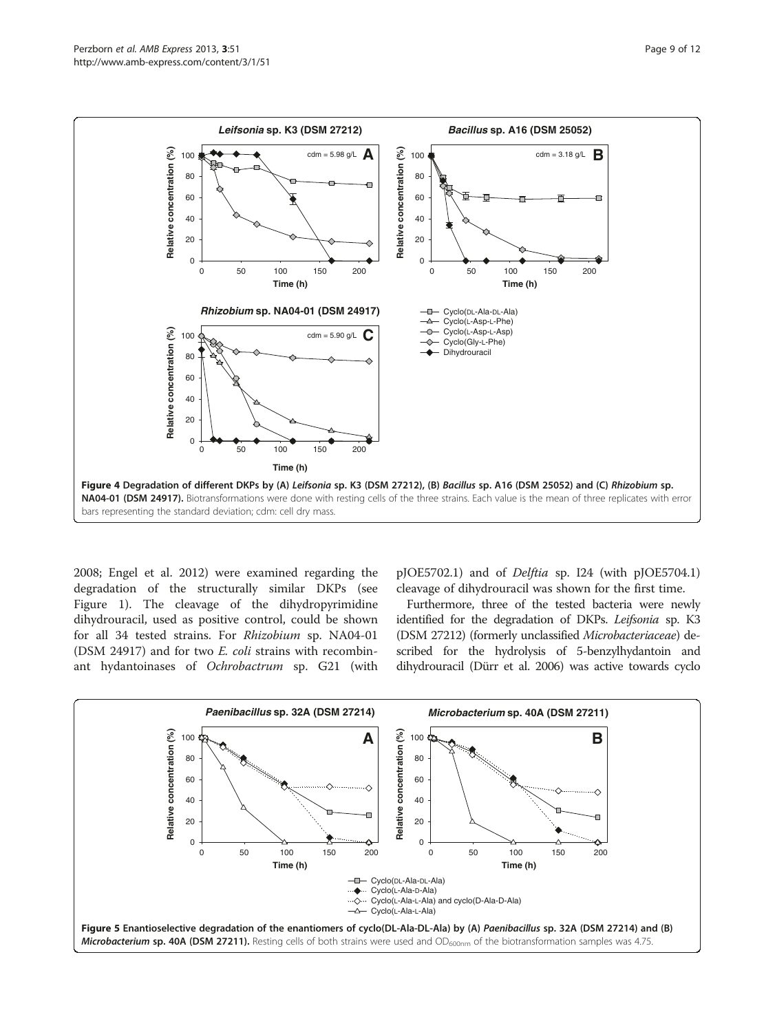Figure 4 Degradation of different DKPs by (A) *Leifsonia* sp. K3 (DSM 27212), (B) *Bacillus* sp. A16 (DSM 25052) and (C) *Rhizobium* sp. NA04-01 (DSM 24917). Biotransformations were done with resting cells of the three strains. Each value is the mean of three replicates with error bars representing the standard deviation; cdm: cell dry mass.

2008; Engel et al. 2012) were examined regarding the degradation of the structurally similar DKPs (see Figure 1). The cleavage of the dihydropyrimidine dihydrouracil, used as positive control, could be shown for all 34 tested strains. For *Rhizobium* sp. NA04-01 (DSM 24917) and for two *E. coli* strains with recombinant hydantoinases of *Ochrobactrum* sp. G21 (with pJOE5702.1) and of *Delftia* sp. I24 (with pJOE5704.1) cleavage of dihydrouracil was shown for the first time.

Furthermore, three of the tested bacteria were newly identified for the degradation of DKPs. *Leifsonia* sp. K3 (DSM 27212) (formerly unclassified *Microbacteriaceae*) described for the hydrolysis of 5-benzylhydantoin and dihydrouracil (Dürr et al. 2006) was active towards cyclo

Figure 5 Enantioselective degradation of the enantiomers of cyclo(DL-Ala-DL-Ala) by (A) *Paenibacillus* sp. 32A (DSM 27214) and (B) *Microbacterium* sp. 40A (DSM 27211). Resting cells of both strains were used and $OD_{600nm}$ of the biotransformation samples was 4.75.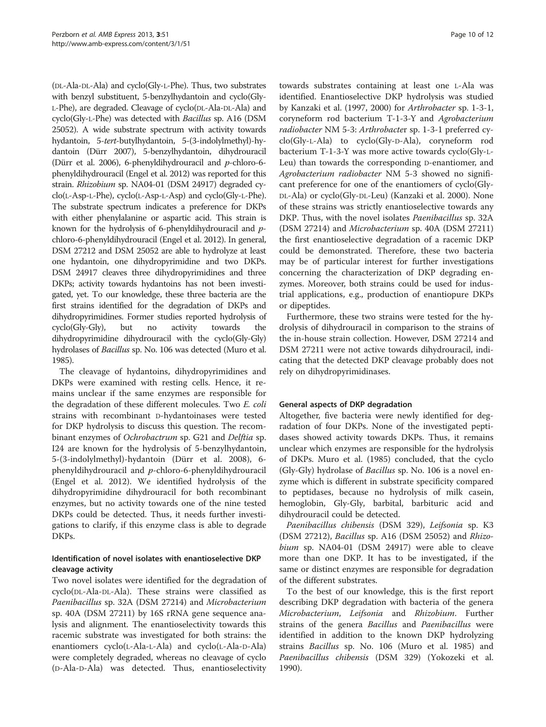(DL-Ala-DL-Ala) and cyclo(Gly-L-Phe). Thus, two substrates with benzyl substituent, 5-benzylhydantoin and cyclo(Gly-L-Phe), are degraded. Cleavage of cyclo(DL-Ala-DL-Ala) and cyclo(Gly-L-Phe) was detected with *Bacillus* sp. A16 (DSM 25052). A wide substrate spectrum with activity towards hydantoin, 5-*tert*-butylhydantoin, 5-(3-indolylmethyl)-hydantoin (Dürr 2007), 5-benzylhydantoin, dihydrouracil (Dürr et al. 2006), 6-phenyldihydrouracil and *p*-chloro-6-phenyldihydrouracil (Engel et al. 2012) was reported for this strain. *Rhizobium* sp. NA04-01 (DSM 24917) degraded cyclo(L-Asp-L-Phe), cyclo(L-Asp-L-Asp) and cyclo(Gly-L-Phe). The substrate spectrum indicates a preference for DKPs with either phenylalanine or aspartic acid. This strain is known for the hydrolysis of 6-phenyldihydrouracil and *p*-chloro-6-phenyldihydrouracil (Engel et al. 2012). In general, DSM 27212 and DSM 25052 are able to hydrolyze at least one hydantoin, one dihydropyrimidine and two DKPs. DSM 24917 cleaves three dihydropyrimidines and three DKPs; activity towards hydantoins has not been investigated, yet. To our knowledge, these three bacteria are the first strains identified for the degradation of DKPs and dihydropyrimidines. Former studies reported hydrolysis of cyclo(Gly-Gly), but no activity towards the dihydropyrimidine dihydrouracil with the cyclo(Gly-Gly) hydrolases of *Bacillus* sp. No. 106 was detected (Muro et al. 1985).

The cleavage of hydantoins, dihydropyrimidines and DKPs were examined with resting cells. Hence, it remains unclear if the same enzymes are responsible for the degradation of these different molecules. Two *E. coli* strains with recombinant D-hydantoinases were tested for DKP hydrolysis to discuss this question. The recombinant enzymes of *Ochrobactrum* sp. G21 and *Delftia* sp. I24 are known for the hydrolysis of 5-benzylhydantoin, 5-(3-indolylmethyl)-hydantoin (Dürr et al. 2008), 6-phenyldihydrouracil and *p*-chloro-6-phenyldihydrouracil (Engel et al. 2012). We identified hydrolysis of the dihydropyrimidine dihydrouracil for both recombinant enzymes, but no activity towards one of the nine tested DKPs could be detected. Thus, it needs further investigations to clarify, if this enzyme class is able to degrade DKPs.

### Identification of novel isolates with enantioselective DKP cleavage activity

Two novel isolates were identified for the degradation of cyclo(DL-Ala-DL-Ala). These strains were classified as *Paenibacillus* sp. 32A (DSM 27214) and *Microbacterium* sp. 40A (DSM 27211) by 16S rRNA gene sequence analysis and alignment. The enantioselectivity towards this racemic substrate was investigated for both strains: the enantiomers cyclo(L-Ala-L-Ala) and cyclo(L-Ala-D-Ala) were completely degraded, whereas no cleavage of cyclo (D-Ala-D-Ala) was detected. Thus, enantioselectivity towards substrates containing at least one L-Ala was identified. Enantioselective DKP hydrolysis was studied by Kanzaki et al. (1997, 2000) for *Arthrobacter* sp. 1-3-1, coryneform rod bacterium T-1-3-Y and *Agrobacterium radiobacter* NM 5-3: *Arthrobacter* sp. 1-3-1 preferred cyclo(Gly-L-Ala) to cyclo(Gly-D-Ala), coryneform rod bacterium T-1-3-Y was more active towards cyclo(Gly-L-Leu) than towards the corresponding D-enantiomer, and *Agrobacterium radiobacter* NM 5-3 showed no significant preference for one of the enantiomers of cyclo(Gly-DL-Ala) or cyclo(Gly-DL-Leu) (Kanzaki et al. 2000). None of these strains was strictly enantioselective towards any DKP. Thus, with the novel isolates *Paenibacillus* sp. 32A (DSM 27214) and *Microbacterium* sp. 40A (DSM 27211) the first enantioselective degradation of a racemic DKP could be demonstrated. Therefore, these two bacteria may be of particular interest for further investigations concerning the characterization of DKP degrading enzymes. Moreover, both strains could be used for industrial applications, e.g., production of enantiopure DKPs or dipeptides.

Furthermore, these two strains were tested for the hydrolysis of dihydrouracil in comparison to the strains of the in-house strain collection. However, DSM 27214 and DSM 27211 were not active towards dihydrouracil, indicating that the detected DKP cleavage probably does not rely on dihydropyrimidinases.

### General aspects of DKP degradation

Altogether, five bacteria were newly identified for degradation of four DKPs. None of the investigated peptidases showed activity towards DKPs. Thus, it remains unclear which enzymes are responsible for the hydrolysis of DKPs. Muro et al. (1985) concluded, that the cyclo (Gly-Gly) hydrolase of *Bacillus* sp. No. 106 is a novel enzyme which is different in substrate specificity compared to peptidases, because no hydrolysis of milk casein, hemoglobin, Gly-Gly, barbital, barbituric acid and dihydrouracil could be detected.

*Paenibacillus chibensis* (DSM 329), *Leifsonia* sp. K3 (DSM 27212), *Bacillus* sp. A16 (DSM 25052) and *Rhizobium* sp. NA04-01 (DSM 24917) were able to cleave more than one DKP. It has to be investigated, if the same or distinct enzymes are responsible for degradation of the different substrates.

To the best of our knowledge, this is the first report describing DKP degradation with bacteria of the genera *Microbacterium*, *Leifsonia* and *Rhizobium*. Further strains of the genera *Bacillus* and *Paenibacillus* were identified in addition to the known DKP hydrolyzing strains *Bacillus* sp. No. 106 (Muro et al. 1985) and *Paenibacillus chibensis* (DSM 329) (Yokozeki et al. 1990).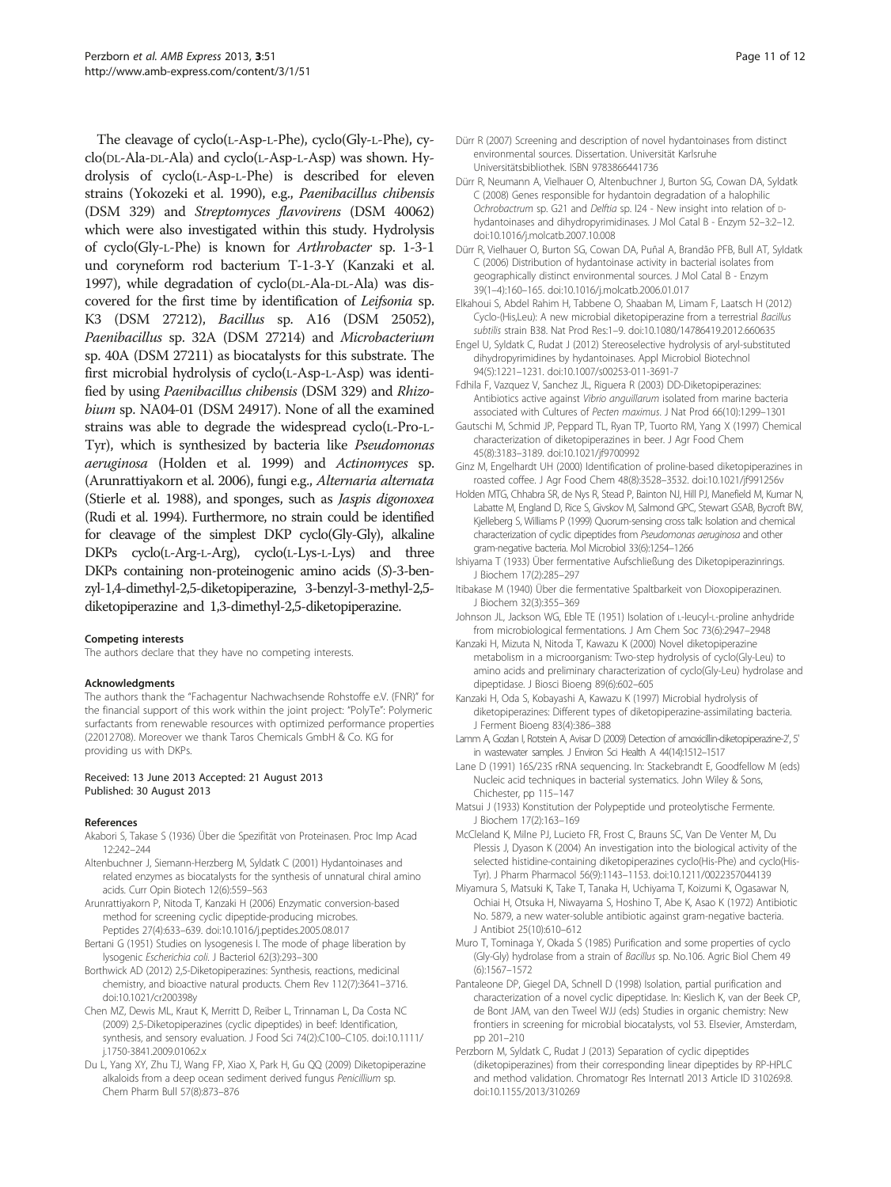The cleavage of cyclo(L-Asp-L-Phe), cyclo(Gly-L-Phe), cyclo(DL-Ala-DL-Ala) and cyclo(L-Asp-L-Asp) was shown. Hydrolysis of cyclo(L-Asp-L-Phe) is described for eleven strains (Yokozeki et al. 1990), e.g., *Paenibacillus chibensis* (DSM 329) and *Streptomyces flavovirens* (DSM 40062) which were also investigated within this study. Hydrolysis of cyclo(Gly-L-Phe) is known for *Arthrobacter* sp. 1-3-1 und coryneform rod bacterium T-1-3-Y (Kanzaki et al. 1997), while degradation of cyclo(DL-Ala-DL-Ala) was discovered for the first time by identification of *Leifsonia* sp. K3 (DSM 27212), *Bacillus* sp. A16 (DSM 25052), *Paenibacillus* sp. 32A (DSM 27214) and *Microbacterium* sp. 40A (DSM 27211) as biocatalysts for this substrate. The first microbial hydrolysis of cyclo(L-Asp-L-Asp) was identified by using *Paenibacillus chibensis* (DSM 329) and *Rhizobium* sp. NA04-01 (DSM 24917). None of all the examined strains was able to degrade the widespread cyclo(L-Pro-L-Tyr), which is synthesized by bacteria like *Pseudomonas aeruginosa* (Holden et al. 1999) and *Actinomyces* sp. (Arunrattiyakorn et al. 2006), fungi e.g., *Alternaria alternata* (Stierle et al. 1988), and sponges, such as *Jaspis digonoxea* (Rudi et al. 1994). Furthermore, no strain could be identified for cleavage of the simplest DKP cyclo(Gly-Gly), alkaline DKPs cyclo(L-Arg-L-Arg), cyclo(L-Lys-L-Lys) and three DKPs containing non-proteinogenic amino acids (*S*)-3-benzyl-1,4-dimethyl-2,5-diketopiperazine, 3-benzyl-3-methyl-2,5-diketopiperazine and 1,3-dimethyl-2,5-diketopiperazine.

#### Competing interests
The authors declare that they have no competing interests.

#### Acknowledgments
The authors thank the "Fachagentur Nachwachsende Rohstoffe e.V. (FNR)" for the financial support of this work within the joint project: "PolyTe": Polymeric surfactants from renewable resources with optimized performance properties (22012708). Moreover we thank Taros Chemicals GmbH & Co. KG for providing us with DKPs.

Received: 13 June 2013 Accepted: 21 August 2013
Published: 30 August 2013

#### References
Akabori S, Takase S (1936) Über die Spezifität von Proteinasen. Proc Imp Acad 12:242–244

Altenbuchner J, Siemann-Herzberg M, Syldatk C (2001) Hydantoinases and related enzymes as biocatalysts for the synthesis of unnatural chiral amino acids. Curr Opin Biotech 12(6):559–563

Arunrattiyakorn P, Nitoda T, Kanzaki H (2006) Enzymatic conversion-based method for screening cyclic dipeptide-producing microbes. Peptides 27(4):633–639. doi:10.1016/j.peptides.2005.08.017

Bertani G (1951) Studies on lysogenesis I. The mode of phage liberation by lysogenic *Escherichia coli*. J Bacteriol 62(3):293–300

Borthwick AD (2012) 2,5-Diketopiperazines: Synthesis, reactions, medicinal chemistry, and bioactive natural products. Chem Rev 112(7):3641–3716. doi:10.1021/cr200398y

Chen MZ, Dewis ML, Kraut K, Merritt D, Reiber L, Trinnaman L, Da Costa NC (2009) 2,5-Diketopiperazines (cyclic dipeptides) in beef: Identification, synthesis, and sensory evaluation. J Food Sci 74(2):C100–C105. doi:10.1111/j.1750-3841.2009.01062.x

Du L, Yang XY, Zhu TJ, Wang FP, Xiao X, Park H, Gu QQ (2009) Diketopiperazine alkaloids from a deep ocean sediment derived fungus *Penicillium* sp. Chem Pharm Bull 57(8):873–876

Dürr R (2007) Screening and description of novel hydantoinases from distinct environmental sources. Dissertation. Universität Karlsruhe Universitätsbibliothek. ISBN 9783866441736

Dürr R, Neumann A, Vielhauer O, Altenbuchner J, Burton SG, Cowan DA, Syldatk C (2008) Genes responsible for hydantoin degradation of a halophilic *Ochrobactrum* sp. G21 and *Delftia* sp. I24 - New insight into relation of D-hydantoinases and dihydropyrimidinases. J Mol Catal B - Enzym 52–3:2–12. doi:10.1016/j.molcatb.2007.10.008

Dürr R, Vielhauer O, Burton SG, Cowan DA, Puñal A, Brandão PFB, Bull AT, Syldatk C (2006) Distribution of hydantoinase activity in bacterial isolates from geographically distinct environmental sources. J Mol Catal B - Enzym 39(1–4):160–165. doi:10.1016/j.molcatb.2006.01.017

Elkahoui S, Abdel Rahim H, Tabbene O, Shaaban M, Limam F, Laatsch H (2012) Cyclo-(His,Leu): A new microbial diketopiperazine from a terrestrial *Bacillus subtilis* strain B38. Nat Prod Res:1–9. doi:10.1080/14786419.2012.660635

Engel U, Syldatk C, Rudat J (2012) Stereoselective hydrolysis of aryl-substituted dihydropyrimidines by hydantoinases. Appl Microbiol Biotechnol 94(5):1221–1231. doi:10.1007/s00253-011-3691-7

Fdhila F, Vazquez V, Sanchez JL, Riguera R (2003) DD-Diketopiperazines: Antibiotics active against *Vibrio anguillarum* isolated from marine bacteria associated with Cultures of *Pecten maximus*. J Nat Prod 66(10):1299–1301

Gautschi M, Schmid JP, Peppard TL, Ryan TP, Tuorto RM, Yang X (1997) Chemical characterization of diketopiperazines in beer. J Agr Food Chem 45(8):3183–3189. doi:10.1021/jf9700992

Ginz M, Engelhardt UH (2000) Identification of proline-based diketopiperazines in roasted coffee. J Agr Food Chem 48(8):3528–3532. doi:10.1021/jf991256v

Holden MTG, Chhabra SR, de Nys R, Stead P, Bainton NJ, Hill PJ, Manefield M, Kumar N, Labatte M, England D, Rice S, Givskov M, Salmond GPC, Stewart GSAB, Bycroft BW, Kjelleberg S, Williams P (1999) Quorum-sensing cross talk: Isolation and chemical characterization of cyclic dipeptides from *Pseudomonas aeruginosa* and other gram-negative bacteria. Mol Microbiol 33(6):1254–1266

Ishiyama T (1933) Über fermentative Aufschließung des Diketopiperazinrings. J Biochem 17(2):285–297

Itibakase M (1940) Über die fermentative Spaltbarkeit von Dioxopiperazinen. J Biochem 32(3):355–369

Johnson JL, Jackson WG, Eble TE (1951) Isolation of L-leucyl-L-proline anhydride from microbiological fermentations. J Am Chem Soc 73(6):2947–2948

Kanzaki H, Mizuta N, Nitoda T, Kawazu K (2000) Novel diketopiperazine metabolism in a microorganism: Two-step hydrolysis of cyclo(Gly-Leu) to amino acids and preliminary characterization of cyclo(Gly-Leu) hydrolase and dipeptidase. J Biosci Bioeng 89(6):602–605

Kanzaki H, Oda S, Kobayashi A, Kawazu K (1997) Microbial hydrolysis of diketopiperazines: Different types of diketopiperazine-assimilating bacteria. J Ferment Bioeng 83(4):386–388

Lamm A, Gozlan I, Rotstein A, Avisar D (2009) Detection of amoxicillin-diketopiperazine-2', 5' in wastewater samples. J Environ Sci Health A 44(14):1512–1517

Lane D (1991) 16S/23S rRNA sequencing. In: Stackebrandt E, Goodfellow M (eds) Nucleic acid techniques in bacterial systematics. John Wiley & Sons, Chichester, pp 115–147

Matsui J (1933) Konstitution der Polypeptide und proteolytische Fermente. J Biochem 17(2):163–169

McCleland K, Milne PJ, Lucieto FR, Frost C, Brauns SC, Van De Venter M, Du Plessis J, Dyason K (2004) An investigation into the biological activity of the selected histidine-containing diketopiperazines cyclo(His-Phe) and cyclo(His-Tyr). J Pharm Pharmacol 56(9):1143–1153. doi:10.1211/0022357044139

Miyamura S, Matsuki K, Take T, Tanaka H, Uchiyama T, Koizumi K, Ogasawar N, Ochiai H, Otsuka H, Niwayama S, Hoshino T, Abe K, Asao K (1972) Antibiotic No. 5879, a new water-soluble antibiotic against gram-negative bacteria. J Antibiot 25(10):610–612

Muro T, Tominaga Y, Okada S (1985) Purification and some properties of cyclo (Gly-Gly) hydrolase from a strain of *Bacillus* sp. No.106. Agric Biol Chem 49 (6):1567–1572

Pantaleone DP, Giegel DA, Schnell D (1998) Isolation, partial purification and characterization of a novel cyclic dipeptidase. In: Kieslich K, van der Beek CP, de Bont JAM, van den Tweel WJJ (eds) Studies in organic chemistry: New frontiers in screening for microbial biocatalysts, vol 53. Elsevier, Amsterdam, pp 201–210

Perzborn M, Syldatk C, Rudat J (2013) Separation of cyclic dipeptides (diketopiperazines) from their corresponding linear dipeptides by RP-HPLC and method validation. Chromatogr Res Internatl 2013 Article ID 310269:8. doi:10.1155/2013/310269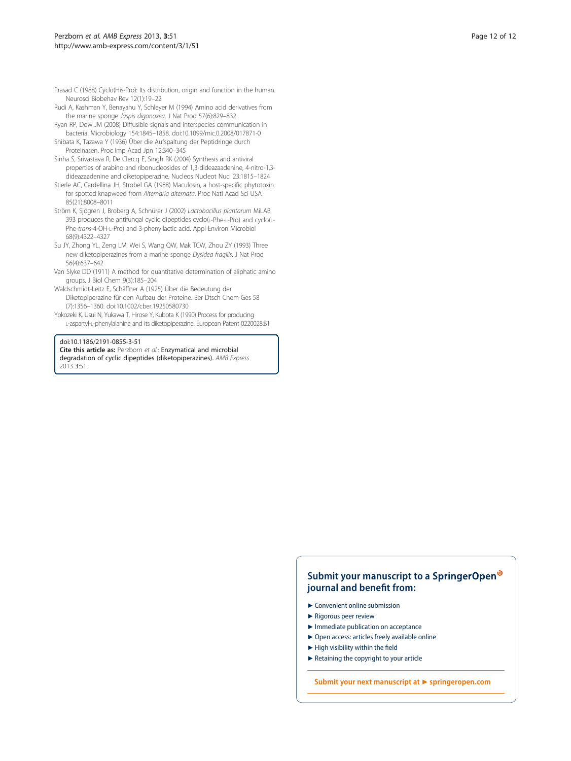Prasad C (1988) Cyclo(His-Pro): Its distribution, origin and function in the human. Neurosci Biobehav Rev 12(1):19–22

Rudi A, Kashman Y, Benayahu Y, Schleyer M (1994) Amino acid derivatives from the marine sponge *Jaspis digonoxea*. J Nat Prod 57(6):829–832

Ryan RP, Dow JM (2008) Diffusible signals and interspecies communication in bacteria. Microbiology 154:1845–1858. doi:10.1099/mic.0.2008/017871-0

Shibata K, Tazawa Y (1936) Über die Aufspaltung der Peptidringe durch Proteinasen. Proc Imp Acad Jpn 12:340–345

Sinha S, Srivastava R, De Clercq E, Singh RK (2004) Synthesis and antiviral properties of arabino and ribonucleosides of 1,3-dideazaadenine, 4-nitro-1,3-dideazaadenine and diketopiperazine. Nucleos Nucleot Nucl 23:1815–1824

Stierle AC, Cardellina JH, Strobel GA (1988) Maculosin, a host-specific phytotoxin for spotted knapweed from *Alternaria alternata*. Proc Natl Acad Sci USA 85(21):8008–8011

Ström K, Sjögren J, Broberg A, Schnürer J (2002) *Lactobacillus plantarum* MiLAB 393 produces the antifungal cyclic dipeptides cyclo(L-Phe-L-Pro) and cyclo(L-Phe-*trans*-4-OH-L-Pro) and 3-phenyllactic acid. Appl Environ Microbiol 68(9):4322–4327

Su JY, Zhong YL, Zeng LM, Wei S, Wang QW, Mak TCW, Zhou ZY (1993) Three new diketopiperazines from a marine sponge *Dysidea fragilis*. J Nat Prod 56(4):637–642

Van Slyke DD (1911) A method for quantitative determination of aliphatic amino groups. J Biol Chem 9(3):185–204

Waldschmidt-Leitz E, Schäffner A (1925) Über die Bedeutung der Diketopiperazine für den Aufbau der Proteine. Ber Dtsch Chem Ges 58 (7):1356–1360. doi:10.1002/cber.19250580730

Yokozeki K, Usui N, Yukawa T, Hirose Y, Kubota K (1990) Process for producing L-aspartyl-L-phenylalanine and its diketopiperazine. European Patent 0220028B1

doi:10.1186/2191-0855-3-51
**Cite this article as:** Perzborn *et al.*: Enzymatical and microbial degradation of cyclic dipeptides (diketopiperazines). *AMB Express* 2013 **3**:51.

**Submit your manuscript to a SpringerOpen journal and benefit from:**

- ► Convenient online submission
- ► Rigorous peer review
- ► Immediate publication on acceptance
- ► Open access: articles freely available online
- ► High visibility within the field
- ► Retaining the copyright to your article

**Submit your next manuscript at ► springeropen.com**